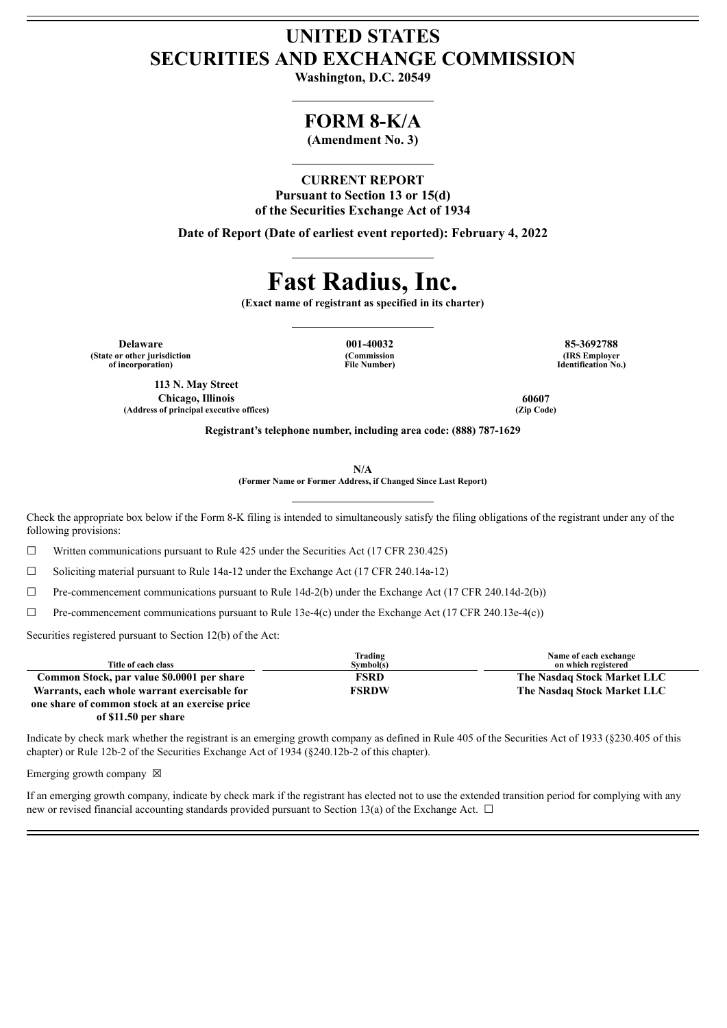# UNITED STATES
# SECURITIES AND EXCHANGE COMMISSION

**Washington, D.C. 20549**

## FORM 8-K/A

**(Amendment No. 3)**

**CURRENT REPORT**
**Pursuant to Section 13 or 15(d)**
**of the Securities Exchange Act of 1934**

**Date of Report (Date of earliest event reported): February 4, 2022**

# Fast Radius, Inc.

**(Exact name of registrant as specified in its charter)**

| **Delaware** | **001-40032** | **85-3692788** |
|---|---|---|
| **(State or other jurisdiction of incorporation)** | **(Commission File Number)** | **(IRS Employer Identification No.)** |

| **113 N. May Street Chicago, Illinois** | **60607** |
|---|---|
| **(Address of principal executive offices)** | **(Zip Code)** |

**Registrant's telephone number, including area code: (888) 787-1629**

**N/A**
**(Former Name or Former Address, if Changed Since Last Report)**

Check the appropriate box below if the Form 8-K filing is intended to simultaneously satisfy the filing obligations of the registrant under any of the following provisions:

☐ Written communications pursuant to Rule 425 under the Securities Act (17 CFR 230.425)

☐ Soliciting material pursuant to Rule 14a-12 under the Exchange Act (17 CFR 240.14a-12)

☐ Pre-commencement communications pursuant to Rule 14d-2(b) under the Exchange Act (17 CFR 240.14d-2(b))

☐ Pre-commencement communications pursuant to Rule 13e-4(c) under the Exchange Act (17 CFR 240.13e-4(c))

Securities registered pursuant to Section 12(b) of the Act:

| Title of each class | Trading Symbol(s) | Name of each exchange on which registered |
|---|---|---|
| **Common Stock, par value $0.0001 per share** | **FSRD** | **The Nasdaq Stock Market LLC** |
| **Warrants, each whole warrant exercisable for one share of common stock at an exercise price of $11.50 per share** | **FSRDW** | **The Nasdaq Stock Market LLC** |

Indicate by check mark whether the registrant is an emerging growth company as defined in Rule 405 of the Securities Act of 1933 (§230.405 of this chapter) or Rule 12b-2 of the Securities Exchange Act of 1934 (§240.12b-2 of this chapter).

Emerging growth company ☒

If an emerging growth company, indicate by check mark if the registrant has elected not to use the extended transition period for complying with any new or revised financial accounting standards provided pursuant to Section 13(a) of the Exchange Act. ☐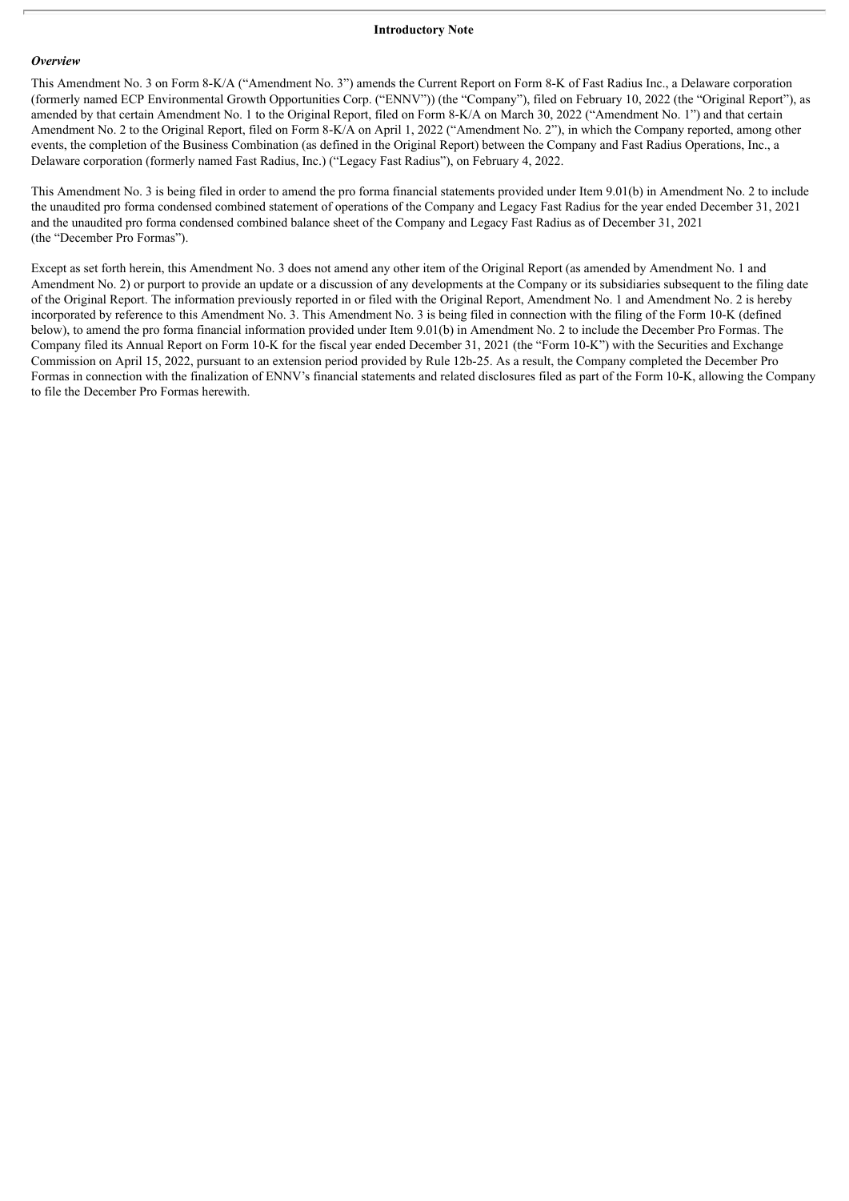**Introductory Note**

***Overview***

This Amendment No. 3 on Form 8-K/A ("Amendment No. 3") amends the Current Report on Form 8-K of Fast Radius Inc., a Delaware corporation (formerly named ECP Environmental Growth Opportunities Corp. ("ENNV")) (the "Company"), filed on February 10, 2022 (the "Original Report"), as amended by that certain Amendment No. 1 to the Original Report, filed on Form 8-K/A on March 30, 2022 ("Amendment No. 1") and that certain Amendment No. 2 to the Original Report, filed on Form 8-K/A on April 1, 2022 ("Amendment No. 2"), in which the Company reported, among other events, the completion of the Business Combination (as defined in the Original Report) between the Company and Fast Radius Operations, Inc., a Delaware corporation (formerly named Fast Radius, Inc.) ("Legacy Fast Radius"), on February 4, 2022.

This Amendment No. 3 is being filed in order to amend the pro forma financial statements provided under Item 9.01(b) in Amendment No. 2 to include the unaudited pro forma condensed combined statement of operations of the Company and Legacy Fast Radius for the year ended December 31, 2021 and the unaudited pro forma condensed combined balance sheet of the Company and Legacy Fast Radius as of December 31, 2021 (the "December Pro Formas").

Except as set forth herein, this Amendment No. 3 does not amend any other item of the Original Report (as amended by Amendment No. 1 and Amendment No. 2) or purport to provide an update or a discussion of any developments at the Company or its subsidiaries subsequent to the filing date of the Original Report. The information previously reported in or filed with the Original Report, Amendment No. 1 and Amendment No. 2 is hereby incorporated by reference to this Amendment No. 3. This Amendment No. 3 is being filed in connection with the filing of the Form 10-K (defined below), to amend the pro forma financial information provided under Item 9.01(b) in Amendment No. 2 to include the December Pro Formas. The Company filed its Annual Report on Form 10-K for the fiscal year ended December 31, 2021 (the "Form 10-K") with the Securities and Exchange Commission on April 15, 2022, pursuant to an extension period provided by Rule 12b-25. As a result, the Company completed the December Pro Formas in connection with the finalization of ENNV's financial statements and related disclosures filed as part of the Form 10-K, allowing the Company to file the December Pro Formas herewith.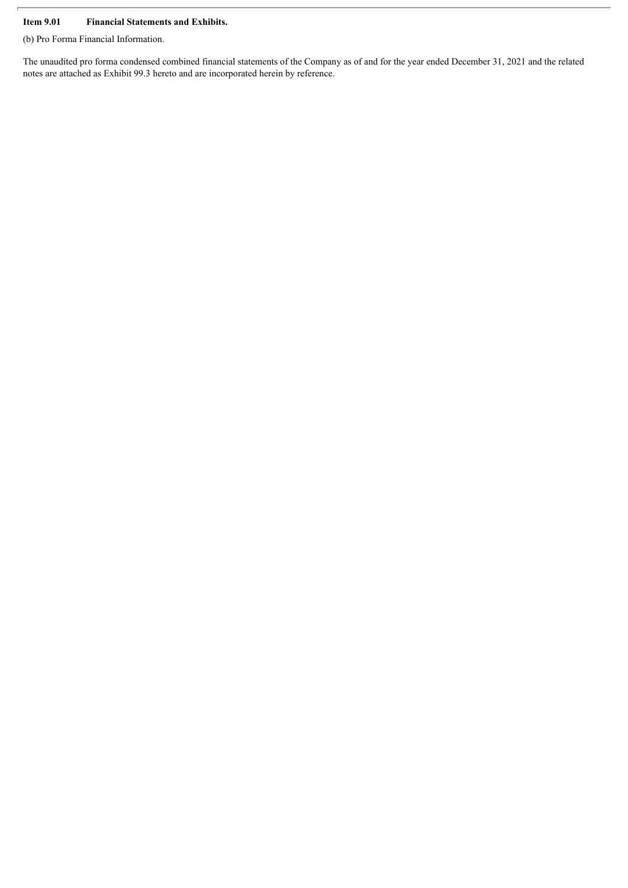**Item 9.01 Financial Statements and Exhibits.**

(b) Pro Forma Financial Information.

The unaudited pro forma condensed combined financial statements of the Company as of and for the year ended December 31, 2021 and the related notes are attached as Exhibit 99.3 hereto and are incorporated herein by reference.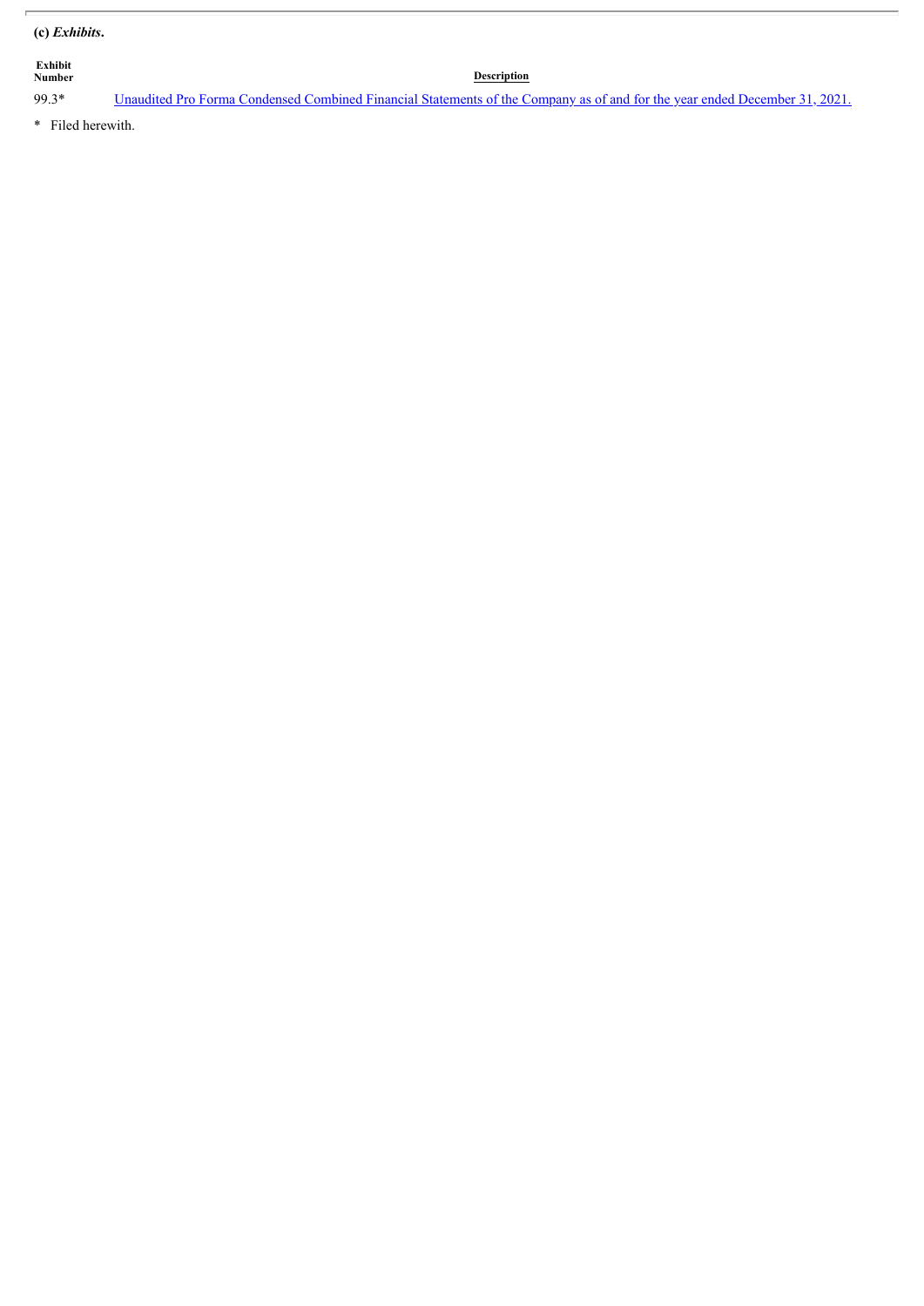**(c)** ***Exhibits*****.**

| Exhibit Number | Description |
|---|---|
| 99.3* | Unaudited Pro Forma Condensed Combined Financial Statements of the Company as of and for the year ended December 31, 2021. |

\* Filed herewith.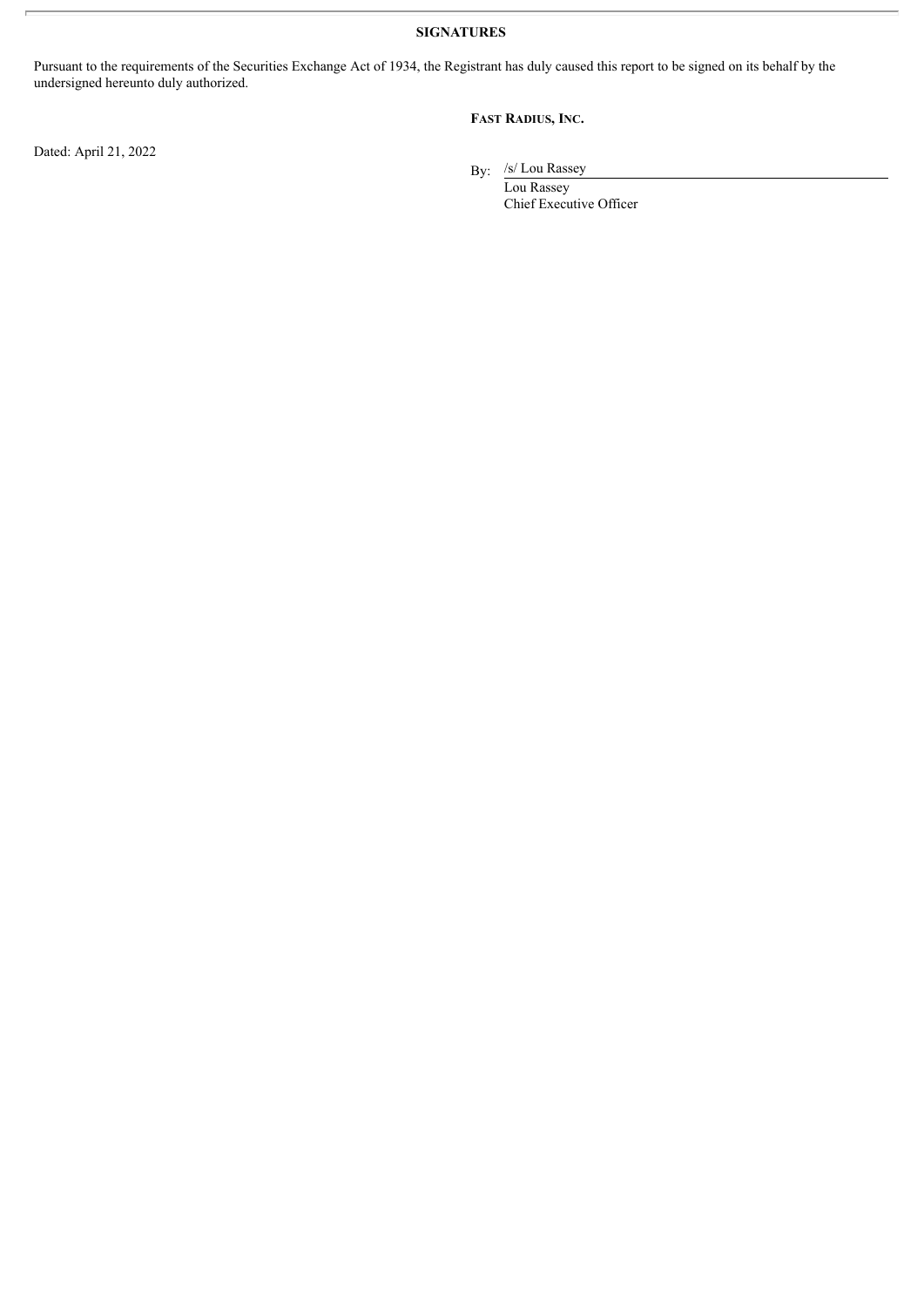**SIGNATURES**

Pursuant to the requirements of the Securities Exchange Act of 1934, the Registrant has duly caused this report to be signed on its behalf by the undersigned hereunto duly authorized.

**FAST RADIUS, INC.**

Dated: April 21, 2022

By: /s/ Lou Rassey

Lou Rassey

Chief Executive Officer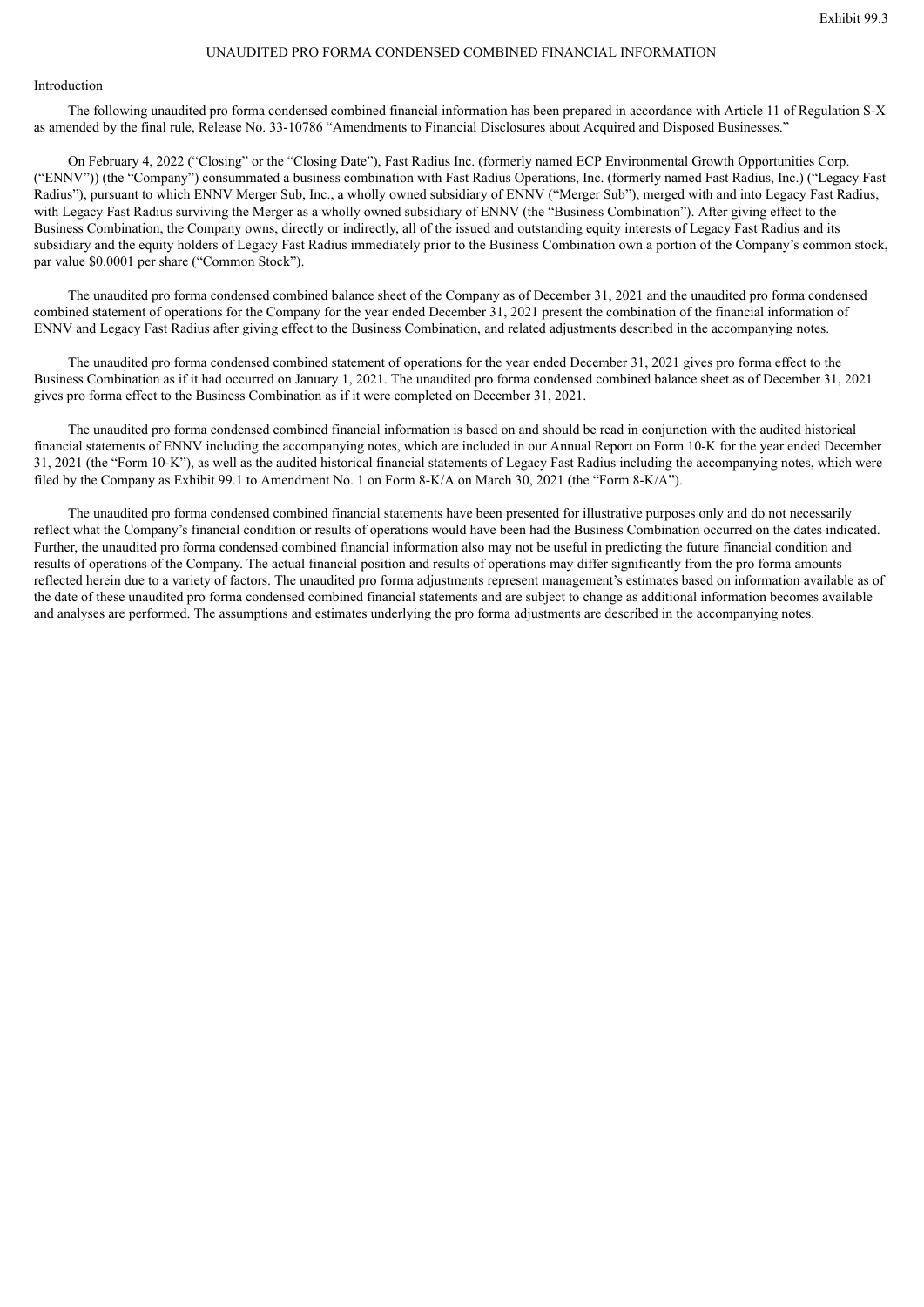Exhibit 99.3

# UNAUDITED PRO FORMA CONDENSED COMBINED FINANCIAL INFORMATION

## Introduction

The following unaudited pro forma condensed combined financial information has been prepared in accordance with Article 11 of Regulation S-X as amended by the final rule, Release No. 33-10786 "Amendments to Financial Disclosures about Acquired and Disposed Businesses."

On February 4, 2022 ("Closing" or the "Closing Date"), Fast Radius Inc. (formerly named ECP Environmental Growth Opportunities Corp. ("ENNV")) (the "Company") consummated a business combination with Fast Radius Operations, Inc. (formerly named Fast Radius, Inc.) ("Legacy Fast Radius"), pursuant to which ENNV Merger Sub, Inc., a wholly owned subsidiary of ENNV ("Merger Sub"), merged with and into Legacy Fast Radius, with Legacy Fast Radius surviving the Merger as a wholly owned subsidiary of ENNV (the "Business Combination"). After giving effect to the Business Combination, the Company owns, directly or indirectly, all of the issued and outstanding equity interests of Legacy Fast Radius and its subsidiary and the equity holders of Legacy Fast Radius immediately prior to the Business Combination own a portion of the Company's common stock, par value $0.0001 per share ("Common Stock").

The unaudited pro forma condensed combined balance sheet of the Company as of December 31, 2021 and the unaudited pro forma condensed combined statement of operations for the Company for the year ended December 31, 2021 present the combination of the financial information of ENNV and Legacy Fast Radius after giving effect to the Business Combination, and related adjustments described in the accompanying notes.

The unaudited pro forma condensed combined statement of operations for the year ended December 31, 2021 gives pro forma effect to the Business Combination as if it had occurred on January 1, 2021. The unaudited pro forma condensed combined balance sheet as of December 31, 2021 gives pro forma effect to the Business Combination as if it were completed on December 31, 2021.

The unaudited pro forma condensed combined financial information is based on and should be read in conjunction with the audited historical financial statements of ENNV including the accompanying notes, which are included in our Annual Report on Form 10-K for the year ended December 31, 2021 (the "Form 10-K"), as well as the audited historical financial statements of Legacy Fast Radius including the accompanying notes, which were filed by the Company as Exhibit 99.1 to Amendment No. 1 on Form 8-K/A on March 30, 2021 (the "Form 8-K/A").

The unaudited pro forma condensed combined financial statements have been presented for illustrative purposes only and do not necessarily reflect what the Company's financial condition or results of operations would have been had the Business Combination occurred on the dates indicated. Further, the unaudited pro forma condensed combined financial information also may not be useful in predicting the future financial condition and results of operations of the Company. The actual financial position and results of operations may differ significantly from the pro forma amounts reflected herein due to a variety of factors. The unaudited pro forma adjustments represent management's estimates based on information available as of the date of these unaudited pro forma condensed combined financial statements and are subject to change as additional information becomes available and analyses are performed. The assumptions and estimates underlying the pro forma adjustments are described in the accompanying notes.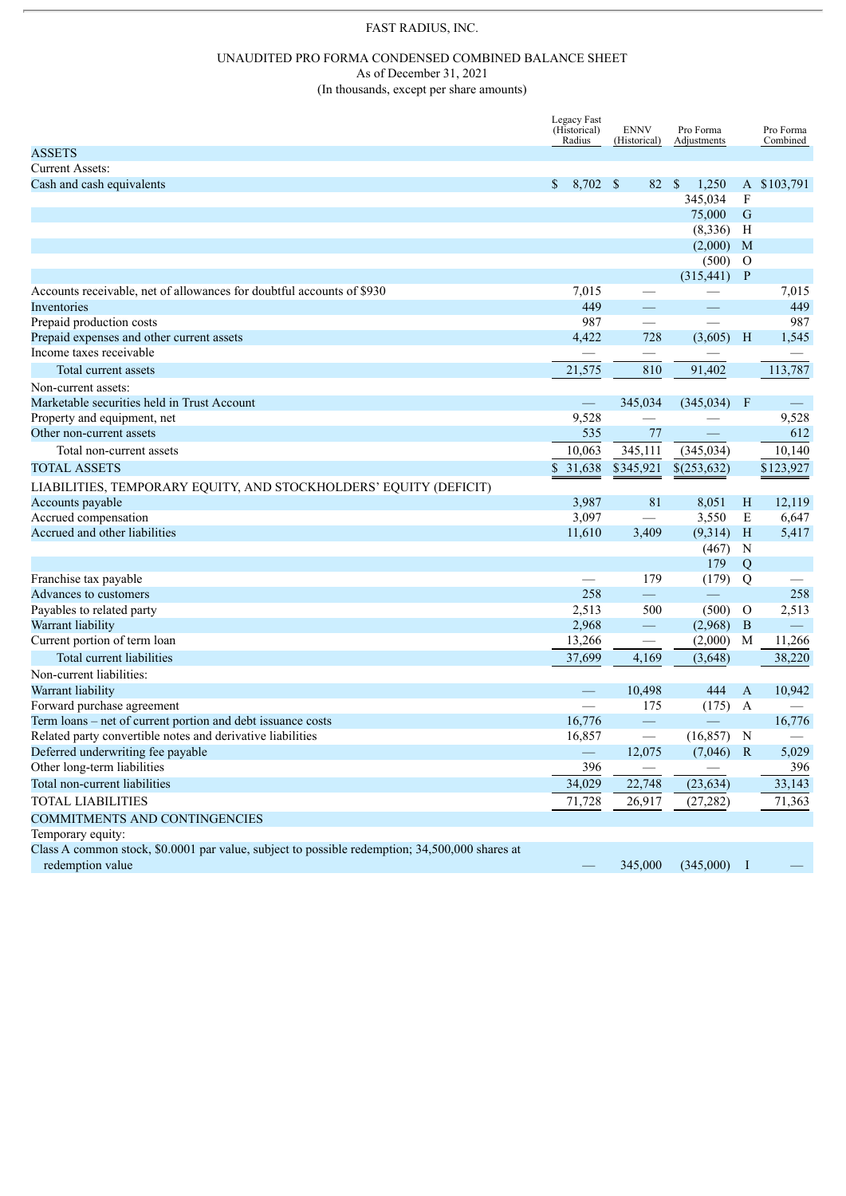FAST RADIUS, INC.

UNAUDITED PRO FORMA CONDENSED COMBINED BALANCE SHEET
As of December 31, 2021
(In thousands, except per share amounts)

| | Legacy Fast Radius (Historical) | ENNV (Historical) | Pro Forma Adjustments | | Pro Forma Combined |
|---|---|---|---|---|---|
| ASSETS | | | | | |
| Current Assets: | | | | | |
| Cash and cash equivalents | $ 8,702 | $ 82 | $ 1,250 | A | $103,791 |
| | | | 345,034 | F | |
| | | | 75,000 | G | |
| | | | (8,336) | H | |
| | | | (2,000) | M | |
| | | | (500) | O | |
| | | | (315,441) | P | |
| Accounts receivable, net of allowances for doubtful accounts of $930 | 7,015 | — | — | | 7,015 |
| Inventories | 449 | — | — | | 449 |
| Prepaid production costs | 987 | — | — | | 987 |
| Prepaid expenses and other current assets | 4,422 | 728 | (3,605) | H | 1,545 |
| Income taxes receivable | — | — | — | | — |
| Total current assets | 21,575 | 810 | 91,402 | | 113,787 |
| Non-current assets: | | | | | |
| Marketable securities held in Trust Account | — | 345,034 | (345,034) | F | — |
| Property and equipment, net | 9,528 | — | — | | 9,528 |
| Other non-current assets | 535 | 77 | — | | 612 |
| Total non-current assets | 10,063 | 345,111 | (345,034) | | 10,140 |
| TOTAL ASSETS | $ 31,638 | $345,921 | $(253,632) | | $123,927 |
| LIABILITIES, TEMPORARY EQUITY, AND STOCKHOLDERS' EQUITY (DEFICIT) | | | | | |
| Accounts payable | 3,987 | 81 | 8,051 | H | 12,119 |
| Accrued compensation | 3,097 | — | 3,550 | E | 6,647 |
| Accrued and other liabilities | 11,610 | 3,409 | (9,314) | H | 5,417 |
| | | | (467) | N | |
| | | | 179 | Q | |
| Franchise tax payable | — | 179 | (179) | Q | — |
| Advances to customers | 258 | — | — | | 258 |
| Payables to related party | 2,513 | 500 | (500) | O | 2,513 |
| Warrant liability | 2,968 | — | (2,968) | B | — |
| Current portion of term loan | 13,266 | — | (2,000) | M | 11,266 |
| Total current liabilities | 37,699 | 4,169 | (3,648) | | 38,220 |
| Non-current liabilities: | | | | | |
| Warrant liability | — | 10,498 | 444 | A | 10,942 |
| Forward purchase agreement | — | 175 | (175) | A | — |
| Term loans – net of current portion and debt issuance costs | 16,776 | — | — | | 16,776 |
| Related party convertible notes and derivative liabilities | 16,857 | — | (16,857) | N | — |
| Deferred underwriting fee payable | — | 12,075 | (7,046) | R | 5,029 |
| Other long-term liabilities | 396 | — | — | | 396 |
| Total non-current liabilities | 34,029 | 22,748 | (23,634) | | 33,143 |
| TOTAL LIABILITIES | 71,728 | 26,917 | (27,282) | | 71,363 |
| COMMITMENTS AND CONTINGENCIES | | | | | |
| Temporary equity: | | | | | |
| Class A common stock, $0.0001 par value, subject to possible redemption; 34,500,000 shares at redemption value | — | 345,000 | (345,000) | I | — |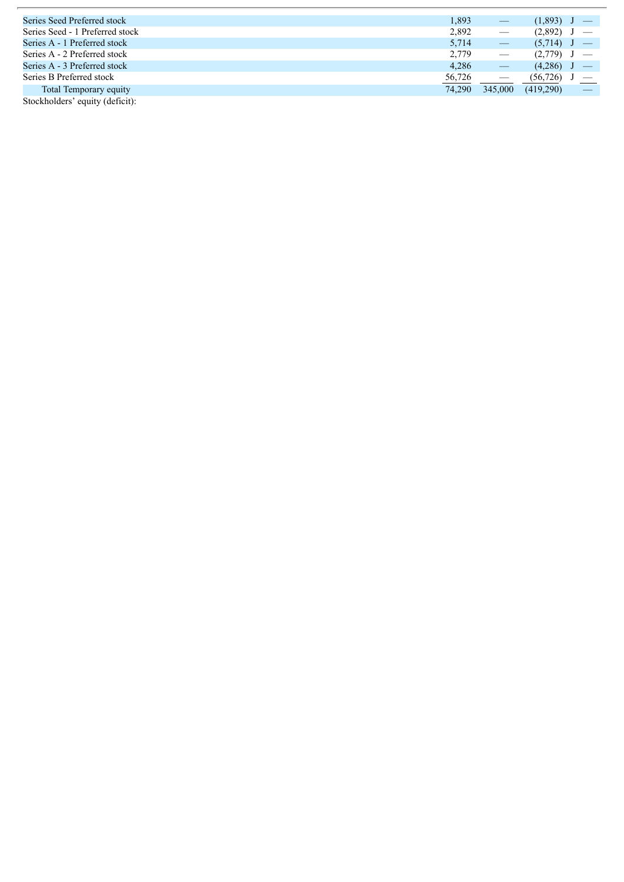| | | | | | |
|---|---|---|---|---|---|
| Series Seed Preferred stock | 1,893 | — | (1,893) | J | — |
| Series Seed - 1 Preferred stock | 2,892 | — | (2,892) | J | — |
| Series A - 1 Preferred stock | 5,714 | — | (5,714) | J | — |
| Series A - 2 Preferred stock | 2,779 | — | (2,779) | J | — |
| Series A - 3 Preferred stock | 4,286 | — | (4,286) | J | — |
| Series B Preferred stock | 56,726 | — | (56,726) | J | — |
| Total Temporary equity | 74,290 | 345,000 | (419,290) | | — |
| Stockholders' equity (deficit): | | | | | |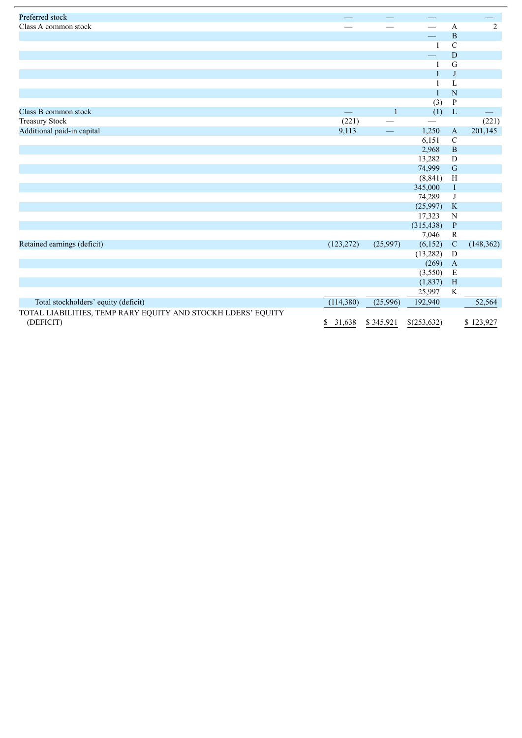| | | | | | |
|---|---|---|---|---|---|
| Preferred stock | — | — | — | | — |
| Class A common stock | — | — | — | A | 2 |
| | | | — | B | |
| | | | 1 | C | |
| | | | — | D | |
| | | | 1 | G | |
| | | | 1 | J | |
| | | | 1 | L | |
| | | | 1 | N | |
| | | | (3) | P | |
| Class B common stock | — | 1 | (1) | L | — |
| Treasury Stock | (221) | — | — | | (221) |
| Additional paid-in capital | 9,113 | — | 1,250 | A | 201,145 |
| | | | 6,151 | C | |
| | | | 2,968 | B | |
| | | | 13,282 | D | |
| | | | 74,999 | G | |
| | | | (8,841) | H | |
| | | | 345,000 | I | |
| | | | 74,289 | J | |
| | | | (25,997) | K | |
| | | | 17,323 | N | |
| | | | (315,438) | P | |
| | | | 7,046 | R | |
| Retained earnings (deficit) | (123,272) | (25,997) | (6,152) | C | (148,362) |
| | | | (13,282) | D | |
| | | | (269) | A | |
| | | | (3,550) | E | |
| | | | (1,837) | H | |
| | | | 25,997 | K | |
| Total stockholders' equity (deficit) | (114,380) | (25,996) | 192,940 | | 52,564 |
| TOTAL LIABILITIES, TEMP RARY EQUITY AND STOCKH LDERS' EQUITY (DEFICIT) | $ 31,638 | $ 345,921 | $(253,632) | | $ 123,927 |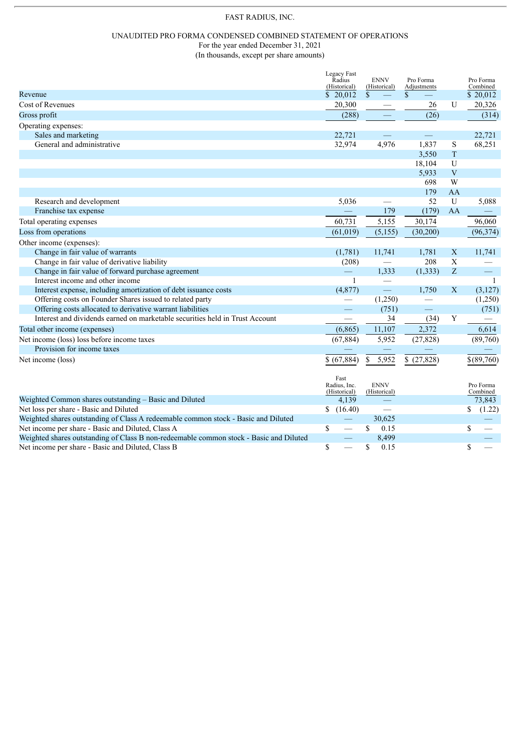FAST RADIUS, INC.

UNAUDITED PRO FORMA CONDENSED COMBINED STATEMENT OF OPERATIONS
For the year ended December 31, 2021
(In thousands, except per share amounts)

| | Legacy Fast Radius (Historical) | ENNV (Historical) | Pro Forma Adjustments | | Pro Forma Combined |
|---|---|---|---|---|---|
| Revenue | $ 20,012 | $ — | $ — | | $ 20,012 |
| Cost of Revenues | 20,300 | — | 26 | U | 20,326 |
| Gross profit | (288) | — | (26) | | (314) |
| Operating expenses: | | | | | |
| Sales and marketing | 22,721 | — | — | | 22,721 |
| General and administrative | 32,974 | 4,976 | 1,837 | S | 68,251 |
| | | | 3,550 | T | |
| | | | 18,104 | U | |
| | | | 5,933 | V | |
| | | | 698 | W | |
| | | | 179 | AA | |
| Research and development | 5,036 | — | 52 | U | 5,088 |
| Franchise tax expense | — | 179 | (179) | AA | — |
| Total operating expenses | 60,731 | 5,155 | 30,174 | | 96,060 |
| Loss from operations | (61,019) | (5,155) | (30,200) | | (96,374) |
| Other income (expenses): | | | | | |
| Change in fair value of warrants | (1,781) | 11,741 | 1,781 | X | 11,741 |
| Change in fair value of derivative liability | (208) | — | 208 | X | — |
| Change in fair value of forward purchase agreement | — | 1,333 | (1,333) | Z | — |
| Interest income and other income | 1 | — | | | 1 |
| Interest expense, including amortization of debt issuance costs | (4,877) | — | 1,750 | X | (3,127) |
| Offering costs on Founder Shares issued to related party | — | (1,250) | — | | (1,250) |
| Offering costs allocated to derivative warrant liabilities | — | (751) | — | | (751) |
| Interest and dividends earned on marketable securities held in Trust Account | — | 34 | (34) | Y | — |
| Total other income (expenses) | (6,865) | 11,107 | 2,372 | | 6,614 |
| Net income (loss) loss before income taxes | (67,884) | 5,952 | (27,828) | | (89,760) |
| Provision for income taxes | — | — | — | | — |
| Net income (loss) | $ (67,884) | $ 5,952 | $ (27,828) | | $(89,760) |

| | Fast Radius, Inc. (Historical) | ENNV (Historical) | Pro Forma Combined |
|---|---|---|---|
| Weighted Common shares outstanding – Basic and Diluted | 4,139 | — | 73,843 |
| Net loss per share - Basic and Diluted | $ (16.40) | — | $ (1.22) |
| Weighted shares outstanding of Class A redeemable common stock - Basic and Diluted | — | 30,625 | — |
| Net income per share - Basic and Diluted, Class A | $ — | $ 0.15 | $ — |
| Weighted shares outstanding of Class B non-redeemable common stock - Basic and Diluted | — | 8,499 | — |
| Net income per share - Basic and Diluted, Class B | $ — | $ 0.15 | $ — |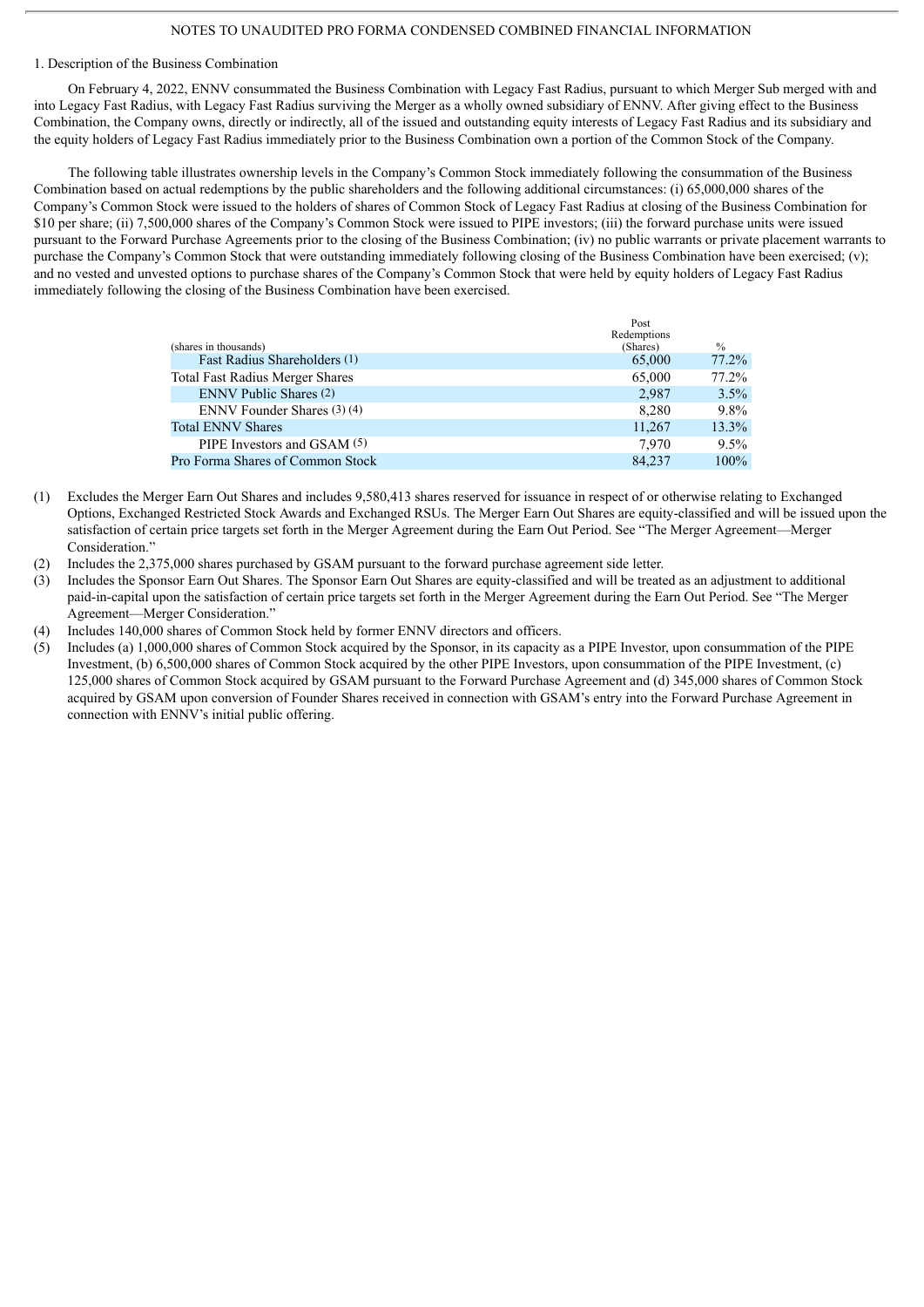NOTES TO UNAUDITED PRO FORMA CONDENSED COMBINED FINANCIAL INFORMATION

1. Description of the Business Combination

On February 4, 2022, ENNV consummated the Business Combination with Legacy Fast Radius, pursuant to which Merger Sub merged with and into Legacy Fast Radius, with Legacy Fast Radius surviving the Merger as a wholly owned subsidiary of ENNV. After giving effect to the Business Combination, the Company owns, directly or indirectly, all of the issued and outstanding equity interests of Legacy Fast Radius and its subsidiary and the equity holders of Legacy Fast Radius immediately prior to the Business Combination own a portion of the Common Stock of the Company.

The following table illustrates ownership levels in the Company's Common Stock immediately following the consummation of the Business Combination based on actual redemptions by the public shareholders and the following additional circumstances: (i) 65,000,000 shares of the Company's Common Stock were issued to the holders of shares of Common Stock of Legacy Fast Radius at closing of the Business Combination for $10 per share; (ii) 7,500,000 shares of the Company's Common Stock were issued to PIPE investors; (iii) the forward purchase units were issued pursuant to the Forward Purchase Agreements prior to the closing of the Business Combination; (iv) no public warrants or private placement warrants to purchase the Company's Common Stock that were outstanding immediately following closing of the Business Combination have been exercised; (v); and no vested and unvested options to purchase shares of the Company's Common Stock that were held by equity holders of Legacy Fast Radius immediately following the closing of the Business Combination have been exercised.

| (shares in thousands) | Post Redemptions (Shares) | % |
|---|---|---|
| Fast Radius Shareholders (1) | 65,000 | 77.2% |
| Total Fast Radius Merger Shares | 65,000 | 77.2% |
| ENNV Public Shares (2) | 2,987 | 3.5% |
| ENNV Founder Shares (3) (4) | 8,280 | 9.8% |
| Total ENNV Shares | 11,267 | 13.3% |
| PIPE Investors and GSAM (5) | 7,970 | 9.5% |
| Pro Forma Shares of Common Stock | 84,237 | 100% |

(1) Excludes the Merger Earn Out Shares and includes 9,580,413 shares reserved for issuance in respect of or otherwise relating to Exchanged Options, Exchanged Restricted Stock Awards and Exchanged RSUs. The Merger Earn Out Shares are equity-classified and will be issued upon the satisfaction of certain price targets set forth in the Merger Agreement during the Earn Out Period. See "The Merger Agreement—Merger Consideration."

(2) Includes the 2,375,000 shares purchased by GSAM pursuant to the forward purchase agreement side letter.

(3) Includes the Sponsor Earn Out Shares. The Sponsor Earn Out Shares are equity-classified and will be treated as an adjustment to additional paid-in-capital upon the satisfaction of certain price targets set forth in the Merger Agreement during the Earn Out Period. See "The Merger Agreement—Merger Consideration."

(4) Includes 140,000 shares of Common Stock held by former ENNV directors and officers.

(5) Includes (a) 1,000,000 shares of Common Stock acquired by the Sponsor, in its capacity as a PIPE Investor, upon consummation of the PIPE Investment, (b) 6,500,000 shares of Common Stock acquired by the other PIPE Investors, upon consummation of the PIPE Investment, (c) 125,000 shares of Common Stock acquired by GSAM pursuant to the Forward Purchase Agreement and (d) 345,000 shares of Common Stock acquired by GSAM upon conversion of Founder Shares received in connection with GSAM's entry into the Forward Purchase Agreement in connection with ENNV's initial public offering.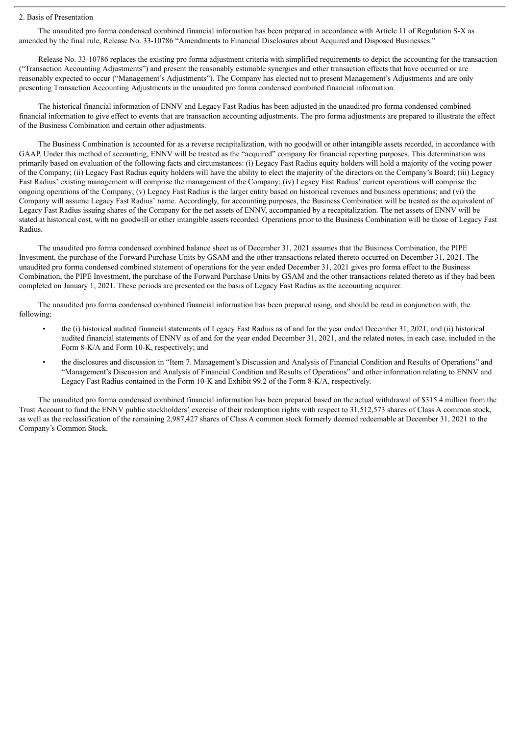## 2. Basis of Presentation

The unaudited pro forma condensed combined financial information has been prepared in accordance with Article 11 of Regulation S-X as amended by the final rule, Release No. 33-10786 "Amendments to Financial Disclosures about Acquired and Disposed Businesses."

Release No. 33-10786 replaces the existing pro forma adjustment criteria with simplified requirements to depict the accounting for the transaction ("Transaction Accounting Adjustments") and present the reasonably estimable synergies and other transaction effects that have occurred or are reasonably expected to occur ("Management's Adjustments"). The Company has elected not to present Management's Adjustments and are only presenting Transaction Accounting Adjustments in the unaudited pro forma condensed combined financial information.

The historical financial information of ENNV and Legacy Fast Radius has been adjusted in the unaudited pro forma condensed combined financial information to give effect to events that are transaction accounting adjustments. The pro forma adjustments are prepared to illustrate the effect of the Business Combination and certain other adjustments.

The Business Combination is accounted for as a reverse recapitalization, with no goodwill or other intangible assets recorded, in accordance with GAAP. Under this method of accounting, ENNV will be treated as the "acquired" company for financial reporting purposes. This determination was primarily based on evaluation of the following facts and circumstances: (i) Legacy Fast Radius equity holders will hold a majority of the voting power of the Company; (ii) Legacy Fast Radius equity holders will have the ability to elect the majority of the directors on the Company's Board; (iii) Legacy Fast Radius' existing management will comprise the management of the Company; (iv) Legacy Fast Radius' current operations will comprise the ongoing operations of the Company; (v) Legacy Fast Radius is the larger entity based on historical revenues and business operations; and (vi) the Company will assume Legacy Fast Radius' name. Accordingly, for accounting purposes, the Business Combination will be treated as the equivalent of Legacy Fast Radius issuing shares of the Company for the net assets of ENNV, accompanied by a recapitalization. The net assets of ENNV will be stated at historical cost, with no goodwill or other intangible assets recorded. Operations prior to the Business Combination will be those of Legacy Fast Radius.

The unaudited pro forma condensed combined balance sheet as of December 31, 2021 assumes that the Business Combination, the PIPE Investment, the purchase of the Forward Purchase Units by GSAM and the other transactions related thereto occurred on December 31, 2021. The unaudited pro forma condensed combined statement of operations for the year ended December 31, 2021 gives pro forma effect to the Business Combination, the PIPE Investment, the purchase of the Forward Purchase Units by GSAM and the other transactions related thereto as if they had been completed on January 1, 2021. These periods are presented on the basis of Legacy Fast Radius as the accounting acquirer.

The unaudited pro forma condensed combined financial information has been prepared using, and should be read in conjunction with, the following:

- the (i) historical audited financial statements of Legacy Fast Radius as of and for the year ended December 31, 2021, and (ii) historical audited financial statements of ENNV as of and for the year ended December 31, 2021, and the related notes, in each case, included in the Form 8-K/A and Form 10-K, respectively; and
- the disclosures and discussion in "Item 7. Management's Discussion and Analysis of Financial Condition and Results of Operations" and "Management's Discussion and Analysis of Financial Condition and Results of Operations" and other information relating to ENNV and Legacy Fast Radius contained in the Form 10-K and Exhibit 99.2 of the Form 8-K/A, respectively.

The unaudited pro forma condensed combined financial information has been prepared based on the actual withdrawal of $315.4 million from the Trust Account to fund the ENNV public stockholders' exercise of their redemption rights with respect to 31,512,573 shares of Class A common stock, as well as the reclassification of the remaining 2,987,427 shares of Class A common stock formerly deemed redeemable at December 31, 2021 to the Company's Common Stock.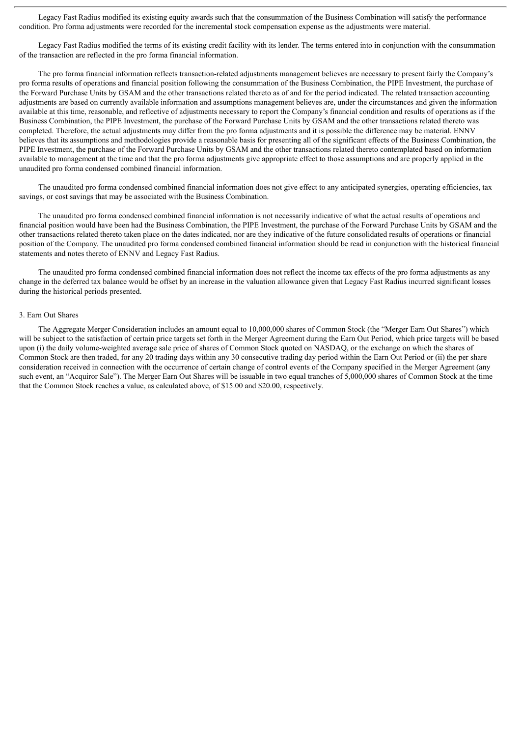Legacy Fast Radius modified its existing equity awards such that the consummation of the Business Combination will satisfy the performance condition. Pro forma adjustments were recorded for the incremental stock compensation expense as the adjustments were material.

Legacy Fast Radius modified the terms of its existing credit facility with its lender. The terms entered into in conjunction with the consummation of the transaction are reflected in the pro forma financial information.

The pro forma financial information reflects transaction-related adjustments management believes are necessary to present fairly the Company's pro forma results of operations and financial position following the consummation of the Business Combination, the PIPE Investment, the purchase of the Forward Purchase Units by GSAM and the other transactions related thereto as of and for the period indicated. The related transaction accounting adjustments are based on currently available information and assumptions management believes are, under the circumstances and given the information available at this time, reasonable, and reflective of adjustments necessary to report the Company's financial condition and results of operations as if the Business Combination, the PIPE Investment, the purchase of the Forward Purchase Units by GSAM and the other transactions related thereto was completed. Therefore, the actual adjustments may differ from the pro forma adjustments and it is possible the difference may be material. ENNV believes that its assumptions and methodologies provide a reasonable basis for presenting all of the significant effects of the Business Combination, the PIPE Investment, the purchase of the Forward Purchase Units by GSAM and the other transactions related thereto contemplated based on information available to management at the time and that the pro forma adjustments give appropriate effect to those assumptions and are properly applied in the unaudited pro forma condensed combined financial information.

The unaudited pro forma condensed combined financial information does not give effect to any anticipated synergies, operating efficiencies, tax savings, or cost savings that may be associated with the Business Combination.

The unaudited pro forma condensed combined financial information is not necessarily indicative of what the actual results of operations and financial position would have been had the Business Combination, the PIPE Investment, the purchase of the Forward Purchase Units by GSAM and the other transactions related thereto taken place on the dates indicated, nor are they indicative of the future consolidated results of operations or financial position of the Company. The unaudited pro forma condensed combined financial information should be read in conjunction with the historical financial statements and notes thereto of ENNV and Legacy Fast Radius.

The unaudited pro forma condensed combined financial information does not reflect the income tax effects of the pro forma adjustments as any change in the deferred tax balance would be offset by an increase in the valuation allowance given that Legacy Fast Radius incurred significant losses during the historical periods presented.

3. Earn Out Shares

The Aggregate Merger Consideration includes an amount equal to 10,000,000 shares of Common Stock (the "Merger Earn Out Shares") which will be subject to the satisfaction of certain price targets set forth in the Merger Agreement during the Earn Out Period, which price targets will be based upon (i) the daily volume-weighted average sale price of shares of Common Stock quoted on NASDAQ, or the exchange on which the shares of Common Stock are then traded, for any 20 trading days within any 30 consecutive trading day period within the Earn Out Period or (ii) the per share consideration received in connection with the occurrence of certain change of control events of the Company specified in the Merger Agreement (any such event, an "Acquiror Sale"). The Merger Earn Out Shares will be issuable in two equal tranches of 5,000,000 shares of Common Stock at the time that the Common Stock reaches a value, as calculated above, of $15.00 and $20.00, respectively.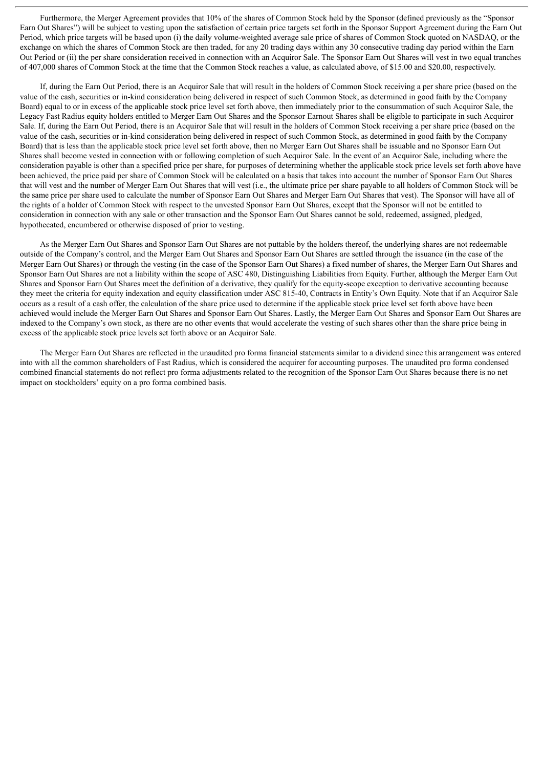Furthermore, the Merger Agreement provides that 10% of the shares of Common Stock held by the Sponsor (defined previously as the "Sponsor Earn Out Shares") will be subject to vesting upon the satisfaction of certain price targets set forth in the Sponsor Support Agreement during the Earn Out Period, which price targets will be based upon (i) the daily volume-weighted average sale price of shares of Common Stock quoted on NASDAQ, or the exchange on which the shares of Common Stock are then traded, for any 20 trading days within any 30 consecutive trading day period within the Earn Out Period or (ii) the per share consideration received in connection with an Acquiror Sale. The Sponsor Earn Out Shares will vest in two equal tranches of 407,000 shares of Common Stock at the time that the Common Stock reaches a value, as calculated above, of $15.00 and $20.00, respectively.

If, during the Earn Out Period, there is an Acquiror Sale that will result in the holders of Common Stock receiving a per share price (based on the value of the cash, securities or in-kind consideration being delivered in respect of such Common Stock, as determined in good faith by the Company Board) equal to or in excess of the applicable stock price level set forth above, then immediately prior to the consummation of such Acquiror Sale, the Legacy Fast Radius equity holders entitled to Merger Earn Out Shares and the Sponsor Earnout Shares shall be eligible to participate in such Acquiror Sale. If, during the Earn Out Period, there is an Acquiror Sale that will result in the holders of Common Stock receiving a per share price (based on the value of the cash, securities or in-kind consideration being delivered in respect of such Common Stock, as determined in good faith by the Company Board) that is less than the applicable stock price level set forth above, then no Merger Earn Out Shares shall be issuable and no Sponsor Earn Out Shares shall become vested in connection with or following completion of such Acquiror Sale. In the event of an Acquiror Sale, including where the consideration payable is other than a specified price per share, for purposes of determining whether the applicable stock price levels set forth above have been achieved, the price paid per share of Common Stock will be calculated on a basis that takes into account the number of Sponsor Earn Out Shares that will vest and the number of Merger Earn Out Shares that will vest (i.e., the ultimate price per share payable to all holders of Common Stock will be the same price per share used to calculate the number of Sponsor Earn Out Shares and Merger Earn Out Shares that vest). The Sponsor will have all of the rights of a holder of Common Stock with respect to the unvested Sponsor Earn Out Shares, except that the Sponsor will not be entitled to consideration in connection with any sale or other transaction and the Sponsor Earn Out Shares cannot be sold, redeemed, assigned, pledged, hypothecated, encumbered or otherwise disposed of prior to vesting.

As the Merger Earn Out Shares and Sponsor Earn Out Shares are not puttable by the holders thereof, the underlying shares are not redeemable outside of the Company's control, and the Merger Earn Out Shares and Sponsor Earn Out Shares are settled through the issuance (in the case of the Merger Earn Out Shares) or through the vesting (in the case of the Sponsor Earn Out Shares) a fixed number of shares, the Merger Earn Out Shares and Sponsor Earn Out Shares are not a liability within the scope of ASC 480, Distinguishing Liabilities from Equity. Further, although the Merger Earn Out Shares and Sponsor Earn Out Shares meet the definition of a derivative, they qualify for the equity-scope exception to derivative accounting because they meet the criteria for equity indexation and equity classification under ASC 815-40, Contracts in Entity's Own Equity. Note that if an Acquiror Sale occurs as a result of a cash offer, the calculation of the share price used to determine if the applicable stock price level set forth above have been achieved would include the Merger Earn Out Shares and Sponsor Earn Out Shares. Lastly, the Merger Earn Out Shares and Sponsor Earn Out Shares are indexed to the Company's own stock, as there are no other events that would accelerate the vesting of such shares other than the share price being in excess of the applicable stock price levels set forth above or an Acquiror Sale.

The Merger Earn Out Shares are reflected in the unaudited pro forma financial statements similar to a dividend since this arrangement was entered into with all the common shareholders of Fast Radius, which is considered the acquirer for accounting purposes. The unaudited pro forma condensed combined financial statements do not reflect pro forma adjustments related to the recognition of the Sponsor Earn Out Shares because there is no net impact on stockholders' equity on a pro forma combined basis.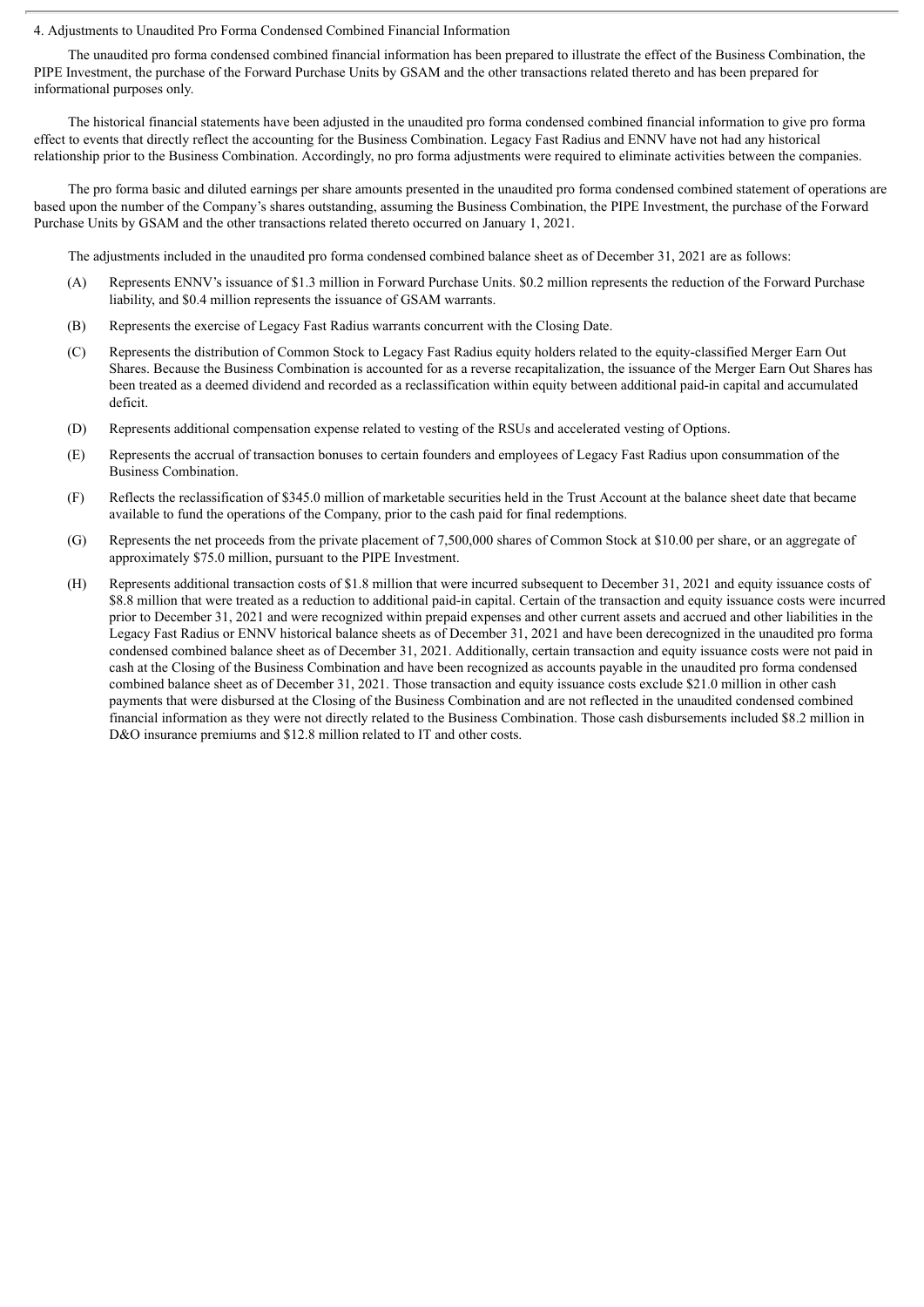## 4. Adjustments to Unaudited Pro Forma Condensed Combined Financial Information

The unaudited pro forma condensed combined financial information has been prepared to illustrate the effect of the Business Combination, the PIPE Investment, the purchase of the Forward Purchase Units by GSAM and the other transactions related thereto and has been prepared for informational purposes only.

The historical financial statements have been adjusted in the unaudited pro forma condensed combined financial information to give pro forma effect to events that directly reflect the accounting for the Business Combination. Legacy Fast Radius and ENNV have not had any historical relationship prior to the Business Combination. Accordingly, no pro forma adjustments were required to eliminate activities between the companies.

The pro forma basic and diluted earnings per share amounts presented in the unaudited pro forma condensed combined statement of operations are based upon the number of the Company's shares outstanding, assuming the Business Combination, the PIPE Investment, the purchase of the Forward Purchase Units by GSAM and the other transactions related thereto occurred on January 1, 2021.

The adjustments included in the unaudited pro forma condensed combined balance sheet as of December 31, 2021 are as follows:

(A) Represents ENNV's issuance of $1.3 million in Forward Purchase Units. $0.2 million represents the reduction of the Forward Purchase liability, and $0.4 million represents the issuance of GSAM warrants.

(B) Represents the exercise of Legacy Fast Radius warrants concurrent with the Closing Date.

(C) Represents the distribution of Common Stock to Legacy Fast Radius equity holders related to the equity-classified Merger Earn Out Shares. Because the Business Combination is accounted for as a reverse recapitalization, the issuance of the Merger Earn Out Shares has been treated as a deemed dividend and recorded as a reclassification within equity between additional paid-in capital and accumulated deficit.

(D) Represents additional compensation expense related to vesting of the RSUs and accelerated vesting of Options.

(E) Represents the accrual of transaction bonuses to certain founders and employees of Legacy Fast Radius upon consummation of the Business Combination.

(F) Reflects the reclassification of $345.0 million of marketable securities held in the Trust Account at the balance sheet date that became available to fund the operations of the Company, prior to the cash paid for final redemptions.

(G) Represents the net proceeds from the private placement of 7,500,000 shares of Common Stock at $10.00 per share, or an aggregate of approximately $75.0 million, pursuant to the PIPE Investment.

(H) Represents additional transaction costs of $1.8 million that were incurred subsequent to December 31, 2021 and equity issuance costs of $8.8 million that were treated as a reduction to additional paid-in capital. Certain of the transaction and equity issuance costs were incurred prior to December 31, 2021 and were recognized within prepaid expenses and other current assets and accrued and other liabilities in the Legacy Fast Radius or ENNV historical balance sheets as of December 31, 2021 and have been derecognized in the unaudited pro forma condensed combined balance sheet as of December 31, 2021. Additionally, certain transaction and equity issuance costs were not paid in cash at the Closing of the Business Combination and have been recognized as accounts payable in the unaudited pro forma condensed combined balance sheet as of December 31, 2021. Those transaction and equity issuance costs exclude $21.0 million in other cash payments that were disbursed at the Closing of the Business Combination and are not reflected in the unaudited condensed combined financial information as they were not directly related to the Business Combination. Those cash disbursements included $8.2 million in D&O insurance premiums and $12.8 million related to IT and other costs.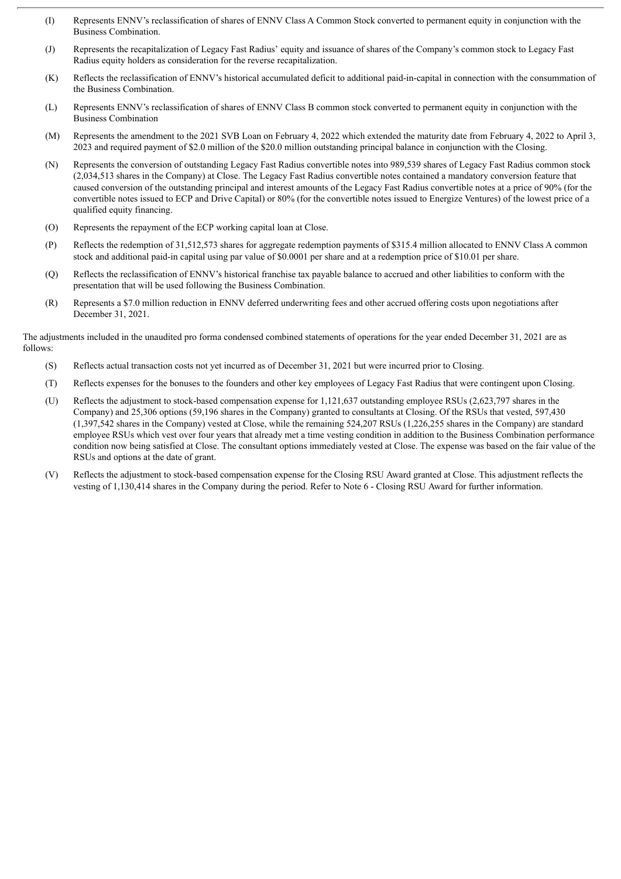(I) Represents ENNV's reclassification of shares of ENNV Class A Common Stock converted to permanent equity in conjunction with the Business Combination.

(J) Represents the recapitalization of Legacy Fast Radius' equity and issuance of shares of the Company's common stock to Legacy Fast Radius equity holders as consideration for the reverse recapitalization.

(K) Reflects the reclassification of ENNV's historical accumulated deficit to additional paid-in-capital in connection with the consummation of the Business Combination.

(L) Represents ENNV's reclassification of shares of ENNV Class B common stock converted to permanent equity in conjunction with the Business Combination

(M) Represents the amendment to the 2021 SVB Loan on February 4, 2022 which extended the maturity date from February 4, 2022 to April 3, 2023 and required payment of $2.0 million of the $20.0 million outstanding principal balance in conjunction with the Closing.

(N) Represents the conversion of outstanding Legacy Fast Radius convertible notes into 989,539 shares of Legacy Fast Radius common stock (2,034,513 shares in the Company) at Close. The Legacy Fast Radius convertible notes contained a mandatory conversion feature that caused conversion of the outstanding principal and interest amounts of the Legacy Fast Radius convertible notes at a price of 90% (for the convertible notes issued to ECP and Drive Capital) or 80% (for the convertible notes issued to Energize Ventures) of the lowest price of a qualified equity financing.

(O) Represents the repayment of the ECP working capital loan at Close.

(P) Reflects the redemption of 31,512,573 shares for aggregate redemption payments of $315.4 million allocated to ENNV Class A common stock and additional paid-in capital using par value of $0.0001 per share and at a redemption price of $10.01 per share.

(Q) Reflects the reclassification of ENNV's historical franchise tax payable balance to accrued and other liabilities to conform with the presentation that will be used following the Business Combination.

(R) Represents a $7.0 million reduction in ENNV deferred underwriting fees and other accrued offering costs upon negotiations after December 31, 2021.

The adjustments included in the unaudited pro forma condensed combined statements of operations for the year ended December 31, 2021 are as follows:

(S) Reflects actual transaction costs not yet incurred as of December 31, 2021 but were incurred prior to Closing.

(T) Reflects expenses for the bonuses to the founders and other key employees of Legacy Fast Radius that were contingent upon Closing.

(U) Reflects the adjustment to stock-based compensation expense for 1,121,637 outstanding employee RSUs (2,623,797 shares in the Company) and 25,306 options (59,196 shares in the Company) granted to consultants at Closing. Of the RSUs that vested, 597,430 (1,397,542 shares in the Company) vested at Close, while the remaining 524,207 RSUs (1,226,255 shares in the Company) are standard employee RSUs which vest over four years that already met a time vesting condition in addition to the Business Combination performance condition now being satisfied at Close. The consultant options immediately vested at Close. The expense was based on the fair value of the RSUs and options at the date of grant.

(V) Reflects the adjustment to stock-based compensation expense for the Closing RSU Award granted at Close. This adjustment reflects the vesting of 1,130,414 shares in the Company during the period. Refer to Note 6 - Closing RSU Award for further information.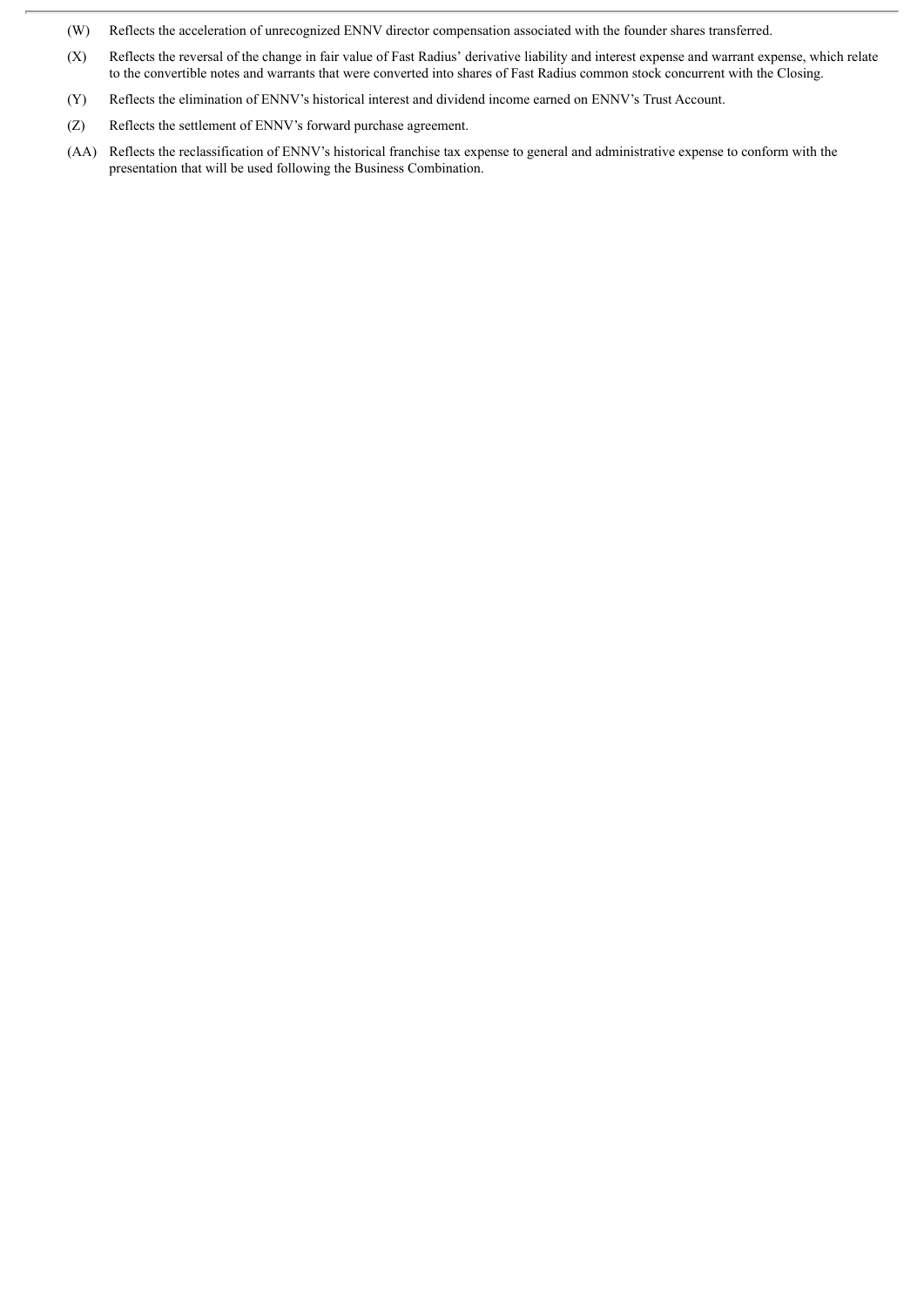(W) Reflects the acceleration of unrecognized ENNV director compensation associated with the founder shares transferred.

(X) Reflects the reversal of the change in fair value of Fast Radius' derivative liability and interest expense and warrant expense, which relate to the convertible notes and warrants that were converted into shares of Fast Radius common stock concurrent with the Closing.

(Y) Reflects the elimination of ENNV's historical interest and dividend income earned on ENNV's Trust Account.

(Z) Reflects the settlement of ENNV's forward purchase agreement.

(AA) Reflects the reclassification of ENNV's historical franchise tax expense to general and administrative expense to conform with the presentation that will be used following the Business Combination.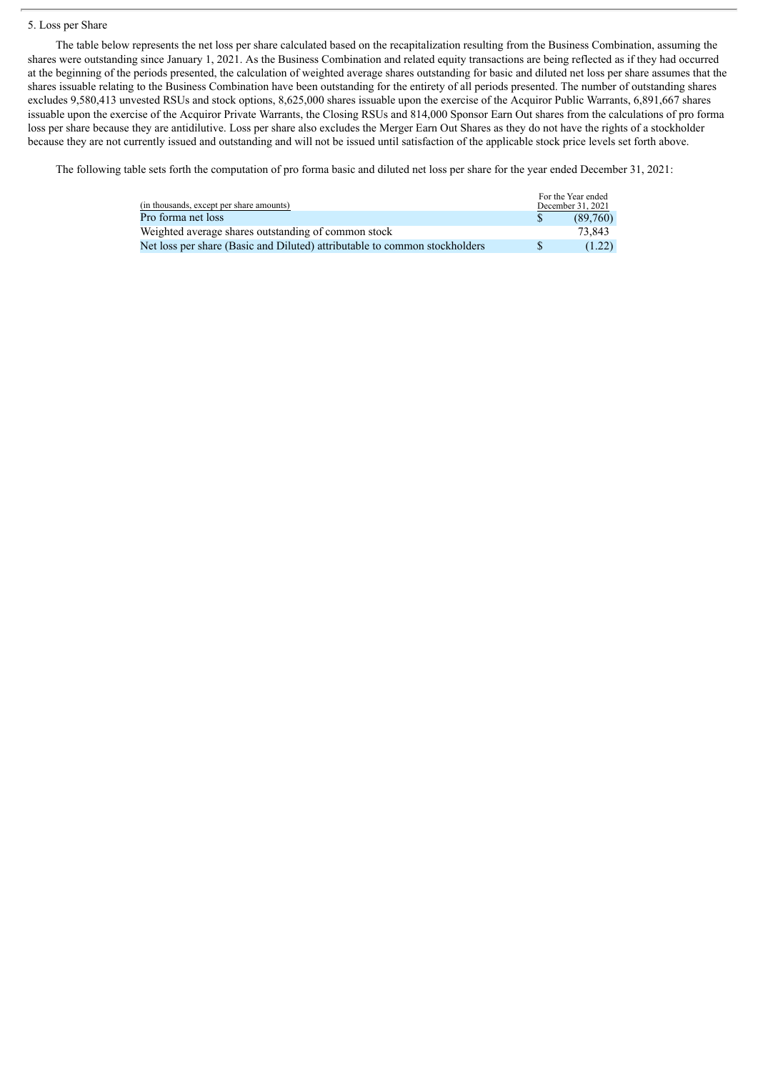5. Loss per Share

The table below represents the net loss per share calculated based on the recapitalization resulting from the Business Combination, assuming the shares were outstanding since January 1, 2021. As the Business Combination and related equity transactions are being reflected as if they had occurred at the beginning of the periods presented, the calculation of weighted average shares outstanding for basic and diluted net loss per share assumes that the shares issuable relating to the Business Combination have been outstanding for the entirety of all periods presented. The number of outstanding shares excludes 9,580,413 unvested RSUs and stock options, 8,625,000 shares issuable upon the exercise of the Acquiror Public Warrants, 6,891,667 shares issuable upon the exercise of the Acquiror Private Warrants, the Closing RSUs and 814,000 Sponsor Earn Out shares from the calculations of pro forma loss per share because they are antidilutive. Loss per share also excludes the Merger Earn Out Shares as they do not have the rights of a stockholder because they are not currently issued and outstanding and will not be issued until satisfaction of the applicable stock price levels set forth above.

The following table sets forth the computation of pro forma basic and diluted net loss per share for the year ended December 31, 2021:

| (in thousands, except per share amounts) | For the Year ended December 31, 2021 |
| --- | --- |
| Pro forma net loss | $ (89,760) |
| Weighted average shares outstanding of common stock | 73,843 |
| Net loss per share (Basic and Diluted) attributable to common stockholders | $ (1.22) |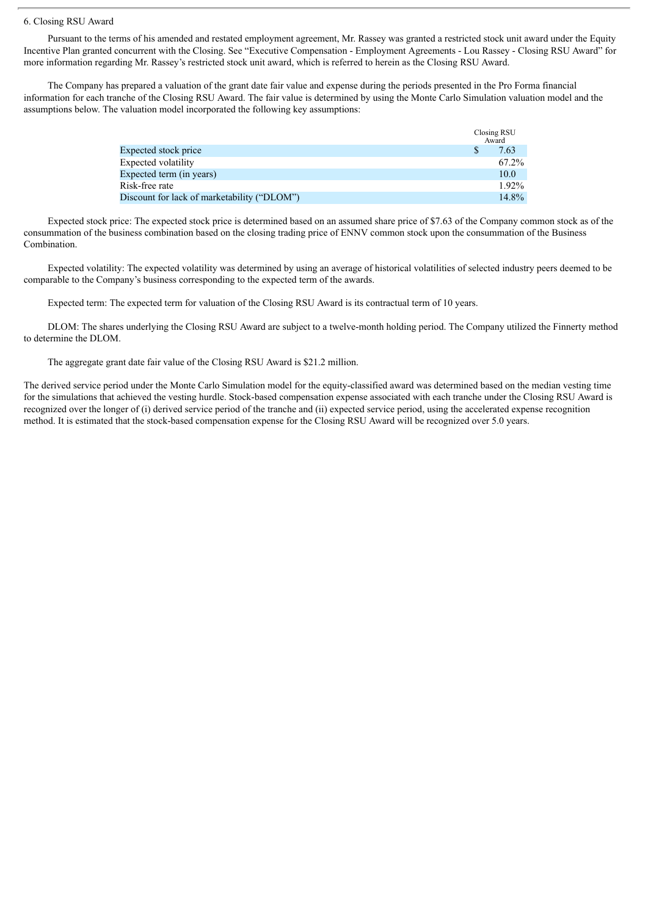6. Closing RSU Award

Pursuant to the terms of his amended and restated employment agreement, Mr. Rassey was granted a restricted stock unit award under the Equity Incentive Plan granted concurrent with the Closing. See "Executive Compensation - Employment Agreements - Lou Rassey - Closing RSU Award" for more information regarding Mr. Rassey's restricted stock unit award, which is referred to herein as the Closing RSU Award.

The Company has prepared a valuation of the grant date fair value and expense during the periods presented in the Pro Forma financial information for each tranche of the Closing RSU Award. The fair value is determined by using the Monte Carlo Simulation valuation model and the assumptions below. The valuation model incorporated the following key assumptions:

| | Closing RSU Award |
|---|---|
| Expected stock price | $ 7.63 |
| Expected volatility | 67.2% |
| Expected term (in years) | 10.0 |
| Risk-free rate | 1.92% |
| Discount for lack of marketability ("DLOM") | 14.8% |

Expected stock price: The expected stock price is determined based on an assumed share price of $7.63 of the Company common stock as of the consummation of the business combination based on the closing trading price of ENNV common stock upon the consummation of the Business Combination.

Expected volatility: The expected volatility was determined by using an average of historical volatilities of selected industry peers deemed to be comparable to the Company's business corresponding to the expected term of the awards.

Expected term: The expected term for valuation of the Closing RSU Award is its contractual term of 10 years.

DLOM: The shares underlying the Closing RSU Award are subject to a twelve-month holding period. The Company utilized the Finnerty method to determine the DLOM.

The aggregate grant date fair value of the Closing RSU Award is $21.2 million.

The derived service period under the Monte Carlo Simulation model for the equity-classified award was determined based on the median vesting time for the simulations that achieved the vesting hurdle. Stock-based compensation expense associated with each tranche under the Closing RSU Award is recognized over the longer of (i) derived service period of the tranche and (ii) expected service period, using the accelerated expense recognition method. It is estimated that the stock-based compensation expense for the Closing RSU Award will be recognized over 5.0 years.